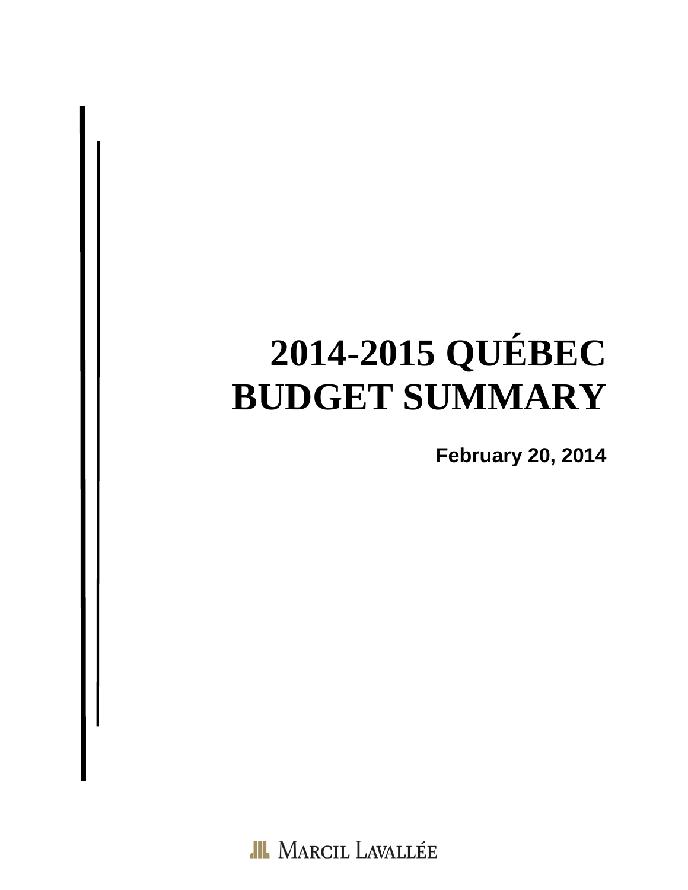# 2014-2015 QUÉBEC BUDGET SUMMARY

**February 20, 2014**

Marcil Lavallée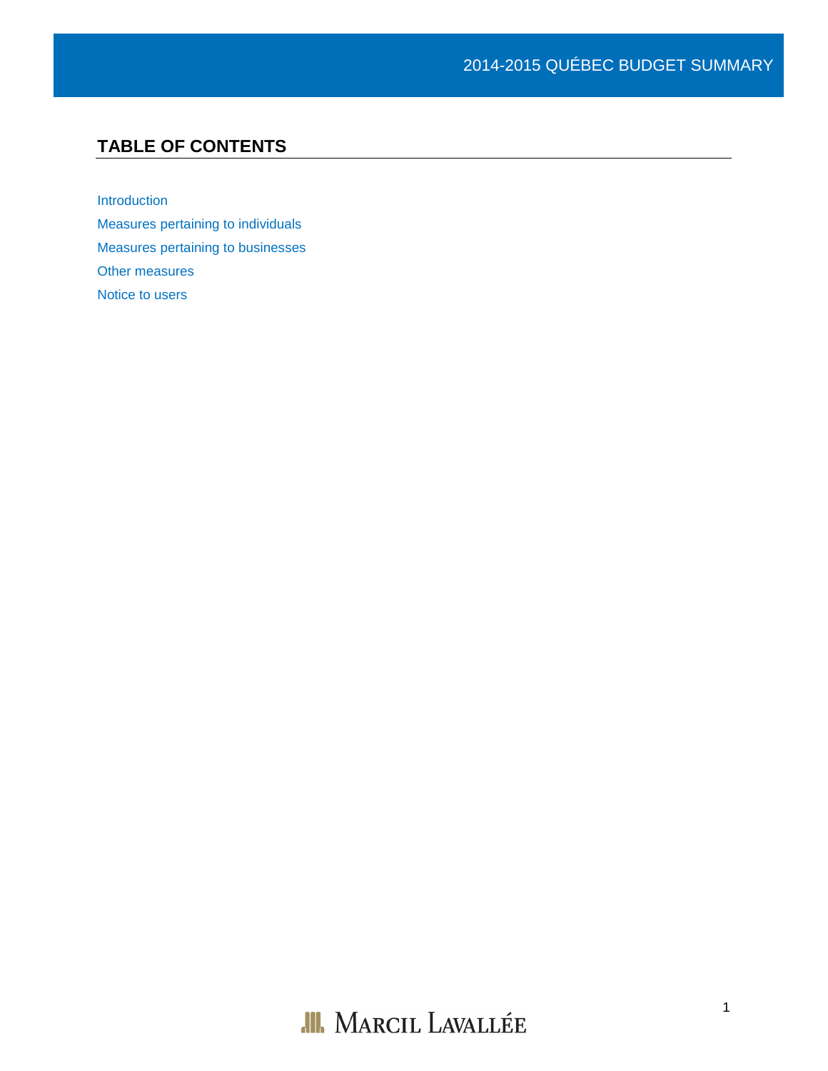## TABLE OF CONTENTS

Introduction

Measures pertaining to individuals

Measures pertaining to businesses

Other measures

Notice to users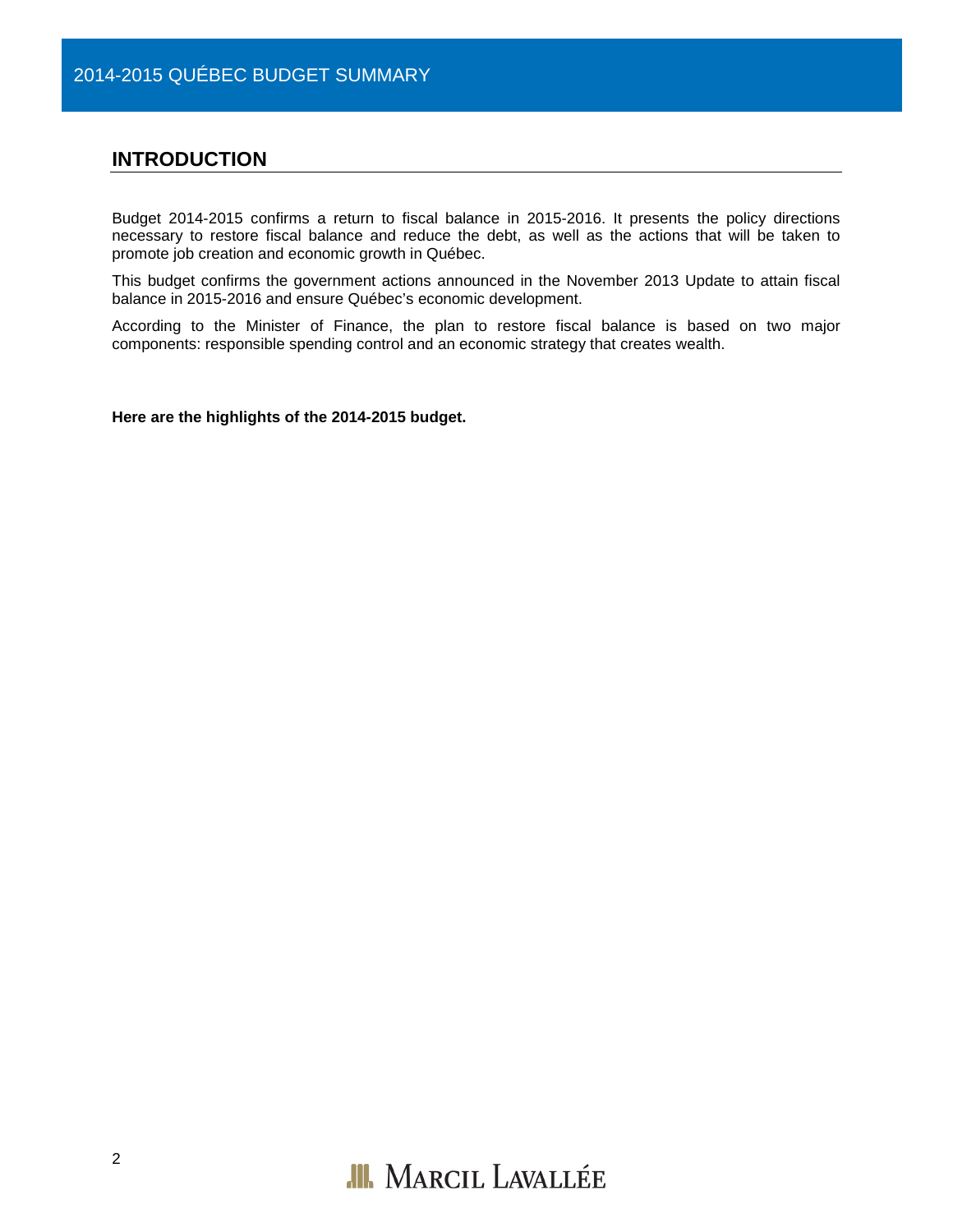## INTRODUCTION

Budget 2014-2015 confirms a return to fiscal balance in 2015-2016. It presents the policy directions necessary to restore fiscal balance and reduce the debt, as well as the actions that will be taken to promote job creation and economic growth in Québec.

This budget confirms the government actions announced in the November 2013 Update to attain fiscal balance in 2015-2016 and ensure Québec's economic development.

According to the Minister of Finance, the plan to restore fiscal balance is based on two major components: responsible spending control and an economic strategy that creates wealth.

**Here are the highlights of the 2014-2015 budget.**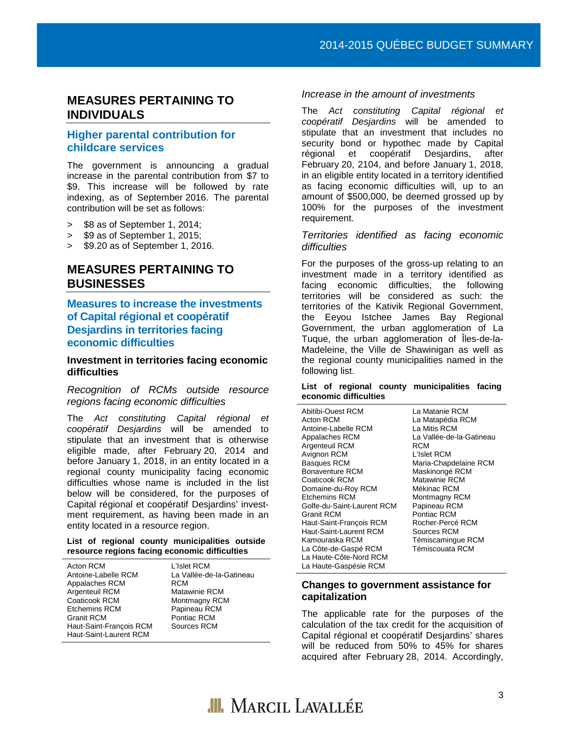## MEASURES PERTAINING TO INDIVIDUALS

### Higher parental contribution for childcare services

The government is announcing a gradual increase in the parental contribution from $7 to $9. This increase will be followed by rate indexing, as of September 2016. The parental contribution will be set as follows:

> $8 as of September 1, 2014;
> $9 as of September 1, 2015;
> $9.20 as of September 1, 2016.

## MEASURES PERTAINING TO BUSINESSES

### Measures to increase the investments of Capital régional et coopératif Desjardins in territories facing economic difficulties

#### Investment in territories facing economic difficulties

*Recognition of RCMs outside resource regions facing economic difficulties*

The *Act constituting Capital régional et coopératif Desjardins* will be amended to stipulate that an investment that is otherwise eligible made, after February 20, 2014 and before January 1, 2018, in an entity located in a regional county municipality facing economic difficulties whose name is included in the list below will be considered, for the purposes of Capital régional et coopératif Desjardins' investment requirement, as having been made in an entity located in a resource region.

**List of regional county municipalities outside resource regions facing economic difficulties**

| | |
|---|---|
| Acton RCM | L'Islet RCM |
| Antoine-Labelle RCM | La Vallée-de-la-Gatineau RCM |
| Appalaches RCM | Matawinie RCM |
| Argenteuil RCM | Montmagny RCM |
| Coaticook RCM | Papineau RCM |
| Etchemins RCM | Pontiac RCM |
| Granit RCM | Sources RCM |
| Haut-Saint-François RCM | |
| Haut-Saint-Laurent RCM | |

*Increase in the amount of investments*

The *Act constituting Capital régional et coopératif Desjardins* will be amended to stipulate that an investment that includes no security bond or hypothec made by Capital régional et coopératif Desjardins, after February 20, 2104, and before January 1, 2018, in an eligible entity located in a territory identified as facing economic difficulties will, up to an amount of $500,000, be deemed grossed up by 100% for the purposes of the investment requirement.

*Territories identified as facing economic difficulties*

For the purposes of the gross-up relating to an investment made in a territory identified as facing economic difficulties, the following territories will be considered as such: the territories of the Kativik Regional Government, the Eeyou Istchee James Bay Regional Government, the urban agglomeration of La Tuque, the urban agglomeration of Îles-de-la-Madeleine, the Ville de Shawinigan as well as the regional county municipalities named in the following list.

**List of regional county municipalities facing economic difficulties**

| | |
|---|---|
| Abitibi-Ouest RCM | La Matanie RCM |
| Acton RCM | La Matapédia RCM |
| Antoine-Labelle RCM | La Mitis RCM |
| Appalaches RCM | La Vallée-de-la-Gatineau RCM |
| Argenteuil RCM | L'Islet RCM |
| Avignon RCM | Maria-Chapdelaine RCM |
| Basques RCM | Maskinongé RCM |
| Bonaventure RCM | Matawinie RCM |
| Coaticook RCM | Mékinac RCM |
| Domaine-du-Roy RCM | Montmagny RCM |
| Etchemins RCM | Papineau RCM |
| Golfe-du-Saint-Laurent RCM | Pontiac RCM |
| Granit RCM | Rocher-Percé RCM |
| Haut-Saint-François RCM | Sources RCM |
| Haut-Saint-Laurent RCM | Témiscamingue RCM |
| Kamouraska RCM | Témiscouata RCM |
| La Côte-de-Gaspé RCM | |
| La Haute-Côte-Nord RCM | |
| La Haute-Gaspésie RCM | |

#### Changes to government assistance for capitalization

The applicable rate for the purposes of the calculation of the tax credit for the acquisition of Capital régional et coopératif Desjardins' shares will be reduced from 50% to 45% for shares acquired after February 28, 2014. Accordingly,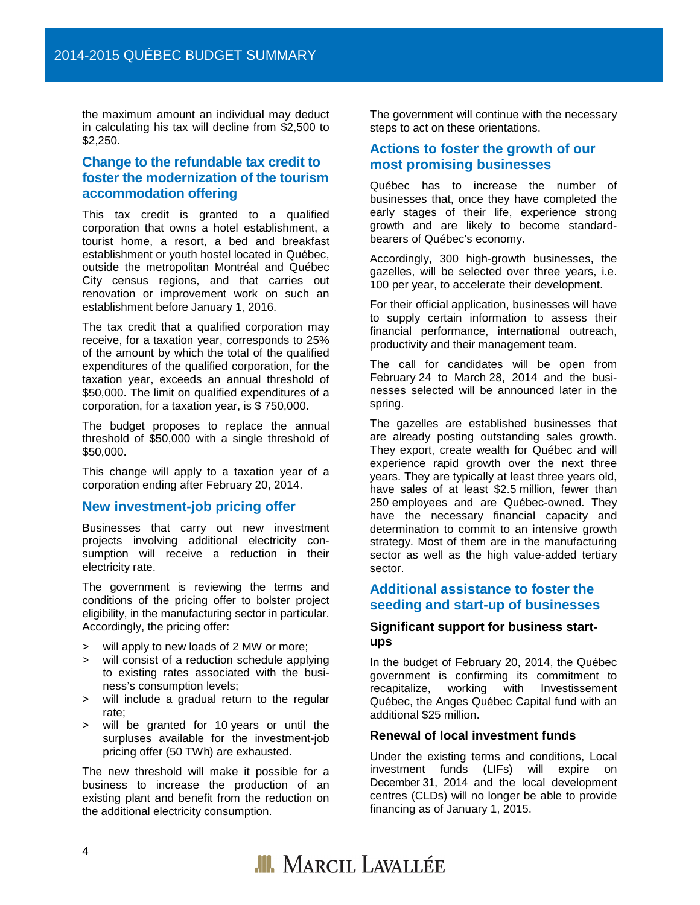the maximum amount an individual may deduct in calculating his tax will decline from $2,500 to $2,250.

## Change to the refundable tax credit to foster the modernization of the tourism accommodation offering

This tax credit is granted to a qualified corporation that owns a hotel establishment, a tourist home, a resort, a bed and breakfast establishment or youth hostel located in Québec, outside the metropolitan Montréal and Québec City census regions, and that carries out renovation or improvement work on such an establishment before January 1, 2016.

The tax credit that a qualified corporation may receive, for a taxation year, corresponds to 25% of the amount by which the total of the qualified expenditures of the qualified corporation, for the taxation year, exceeds an annual threshold of $50,000. The limit on qualified expenditures of a corporation, for a taxation year, is $ 750,000.

The budget proposes to replace the annual threshold of $50,000 with a single threshold of $50,000.

This change will apply to a taxation year of a corporation ending after February 20, 2014.

## New investment-job pricing offer

Businesses that carry out new investment projects involving additional electricity consumption will receive a reduction in their electricity rate.

The government is reviewing the terms and conditions of the pricing offer to bolster project eligibility, in the manufacturing sector in particular. Accordingly, the pricing offer:

> will apply to new loads of 2 MW or more;
> will consist of a reduction schedule applying to existing rates associated with the business's consumption levels;
> will include a gradual return to the regular rate;
> will be granted for 10 years or until the surpluses available for the investment-job pricing offer (50 TWh) are exhausted.

The new threshold will make it possible for a business to increase the production of an existing plant and benefit from the reduction on the additional electricity consumption.

The government will continue with the necessary steps to act on these orientations.

## Actions to foster the growth of our most promising businesses

Québec has to increase the number of businesses that, once they have completed the early stages of their life, experience strong growth and are likely to become standard-bearers of Québec's economy.

Accordingly, 300 high-growth businesses, the gazelles, will be selected over three years, i.e. 100 per year, to accelerate their development.

For their official application, businesses will have to supply certain information to assess their financial performance, international outreach, productivity and their management team.

The call for candidates will be open from February 24 to March 28, 2014 and the businesses selected will be announced later in the spring.

The gazelles are established businesses that are already posting outstanding sales growth. They export, create wealth for Québec and will experience rapid growth over the next three years. They are typically at least three years old, have sales of at least $2.5 million, fewer than 250 employees and are Québec-owned. They have the necessary financial capacity and determination to commit to an intensive growth strategy. Most of them are in the manufacturing sector as well as the high value-added tertiary sector.

## Additional assistance to foster the seeding and start-up of businesses

### Significant support for business start-ups

In the budget of February 20, 2014, the Québec government is confirming its commitment to recapitalize, working with Investissement Québec, the Anges Québec Capital fund with an additional $25 million.

### Renewal of local investment funds

Under the existing terms and conditions, Local investment funds (LIFs) will expire on December 31, 2014 and the local development centres (CLDs) will no longer be able to provide financing as of January 1, 2015.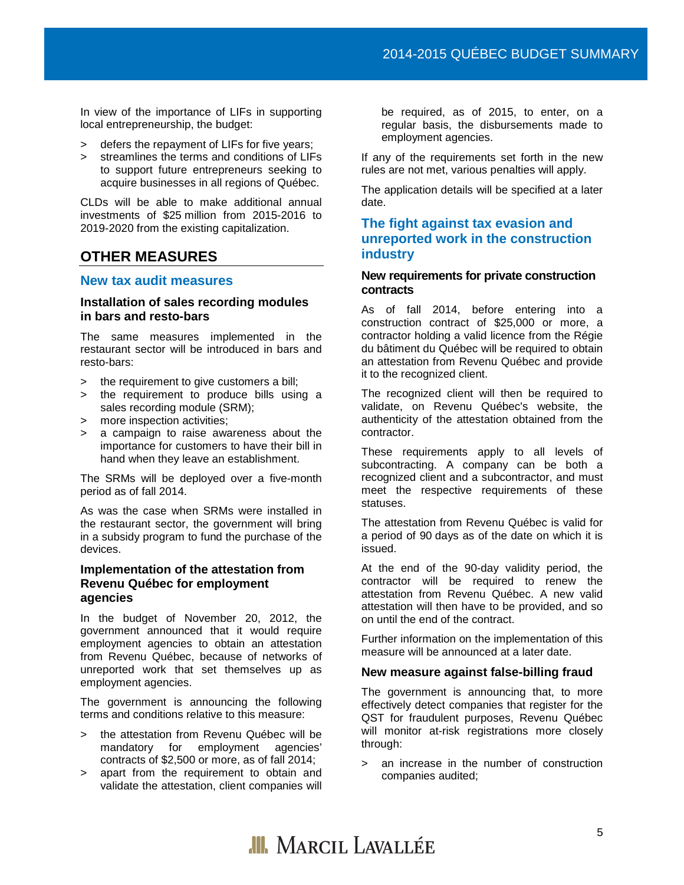In view of the importance of LIFs in supporting local entrepreneurship, the budget:

> defers the repayment of LIFs for five years;
> streamlines the terms and conditions of LIFs to support future entrepreneurs seeking to acquire businesses in all regions of Québec.

CLDs will be able to make additional annual investments of $25 million from 2015-2016 to 2019-2020 from the existing capitalization.

## OTHER MEASURES

### New tax audit measures

#### Installation of sales recording modules in bars and resto-bars

The same measures implemented in the restaurant sector will be introduced in bars and resto-bars:

> the requirement to give customers a bill;
> the requirement to produce bills using a sales recording module (SRM);
> more inspection activities;
> a campaign to raise awareness about the importance for customers to have their bill in hand when they leave an establishment.

The SRMs will be deployed over a five-month period as of fall 2014.

As was the case when SRMs were installed in the restaurant sector, the government will bring in a subsidy program to fund the purchase of the devices.

#### Implementation of the attestation from Revenu Québec for employment agencies

In the budget of November 20, 2012, the government announced that it would require employment agencies to obtain an attestation from Revenu Québec, because of networks of unreported work that set themselves up as employment agencies.

The government is announcing the following terms and conditions relative to this measure:

> the attestation from Revenu Québec will be mandatory for employment agencies' contracts of $2,500 or more, as of fall 2014;
> apart from the requirement to obtain and validate the attestation, client companies will be required, as of 2015, to enter, on a regular basis, the disbursements made to employment agencies.

If any of the requirements set forth in the new rules are not met, various penalties will apply.

The application details will be specified at a later date.

### The fight against tax evasion and unreported work in the construction industry

#### New requirements for private construction contracts

As of fall 2014, before entering into a construction contract of $25,000 or more, a contractor holding a valid licence from the Régie du bâtiment du Québec will be required to obtain an attestation from Revenu Québec and provide it to the recognized client.

The recognized client will then be required to validate, on Revenu Québec's website, the authenticity of the attestation obtained from the contractor.

These requirements apply to all levels of subcontracting. A company can be both a recognized client and a subcontractor, and must meet the respective requirements of these statuses.

The attestation from Revenu Québec is valid for a period of 90 days as of the date on which it is issued.

At the end of the 90-day validity period, the contractor will be required to renew the attestation from Revenu Québec. A new valid attestation will then have to be provided, and so on until the end of the contract.

Further information on the implementation of this measure will be announced at a later date.

#### New measure against false-billing fraud

The government is announcing that, to more effectively detect companies that register for the QST for fraudulent purposes, Revenu Québec will monitor at-risk registrations more closely through:

> an increase in the number of construction companies audited;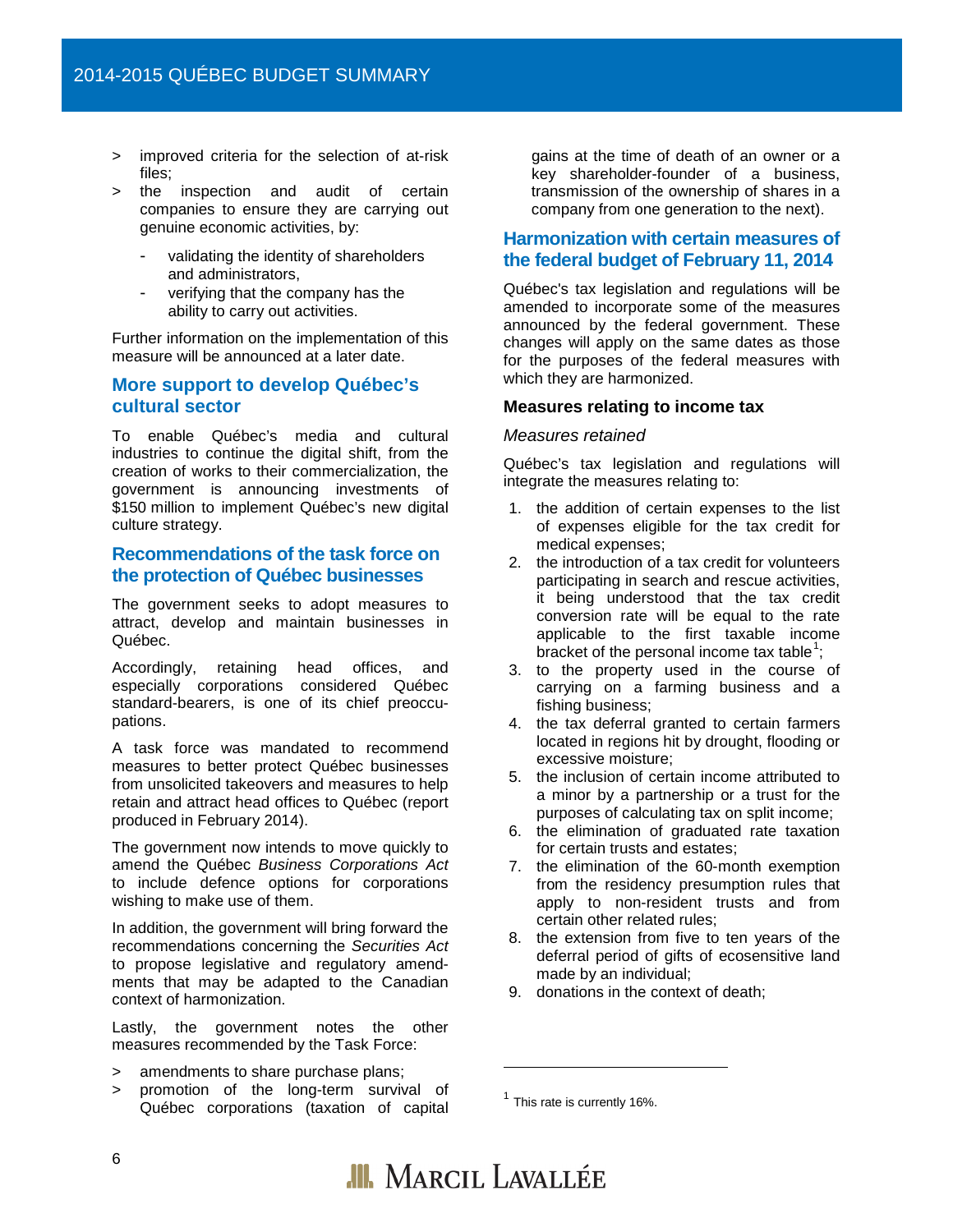> improved criteria for the selection of at-risk files;
> the inspection and audit of certain companies to ensure they are carrying out genuine economic activities, by:
  - validating the identity of shareholders and administrators,
  - verifying that the company has the ability to carry out activities.

Further information on the implementation of this measure will be announced at a later date.

## More support to develop Québec's cultural sector

To enable Québec's media and cultural industries to continue the digital shift, from the creation of works to their commercialization, the government is announcing investments of $150 million to implement Québec's new digital culture strategy.

## Recommendations of the task force on the protection of Québec businesses

The government seeks to adopt measures to attract, develop and maintain businesses in Québec.

Accordingly, retaining head offices, and especially corporations considered Québec standard-bearers, is one of its chief preoccupations.

A task force was mandated to recommend measures to better protect Québec businesses from unsolicited takeovers and measures to help retain and attract head offices to Québec (report produced in February 2014).

The government now intends to move quickly to amend the Québec *Business Corporations Act* to include defence options for corporations wishing to make use of them.

In addition, the government will bring forward the recommendations concerning the *Securities Act* to propose legislative and regulatory amendments that may be adapted to the Canadian context of harmonization.

Lastly, the government notes the other measures recommended by the Task Force:

> amendments to share purchase plans;
> promotion of the long-term survival of Québec corporations (taxation of capital gains at the time of death of an owner or a key shareholder-founder of a business, transmission of the ownership of shares in a company from one generation to the next).

## Harmonization with certain measures of the federal budget of February 11, 2014

Québec's tax legislation and regulations will be amended to incorporate some of the measures announced by the federal government. These changes will apply on the same dates as those for the purposes of the federal measures with which they are harmonized.

### Measures relating to income tax

*Measures retained*

Québec's tax legislation and regulations will integrate the measures relating to:

1. the addition of certain expenses to the list of expenses eligible for the tax credit for medical expenses;
2. the introduction of a tax credit for volunteers participating in search and rescue activities, it being understood that the tax credit conversion rate will be equal to the rate applicable to the first taxable income bracket of the personal income tax table[1];
3. to the property used in the course of carrying on a farming business and a fishing business;
4. the tax deferral granted to certain farmers located in regions hit by drought, flooding or excessive moisture;
5. the inclusion of certain income attributed to a minor by a partnership or a trust for the purposes of calculating tax on split income;
6. the elimination of graduated rate taxation for certain trusts and estates;
7. the elimination of the 60-month exemption from the residency presumption rules that apply to non-resident trusts and from certain other related rules;
8. the extension from five to ten years of the deferral period of gifts of ecosensitive land made by an individual;
9. donations in the context of death;

[1] This rate is currently 16%.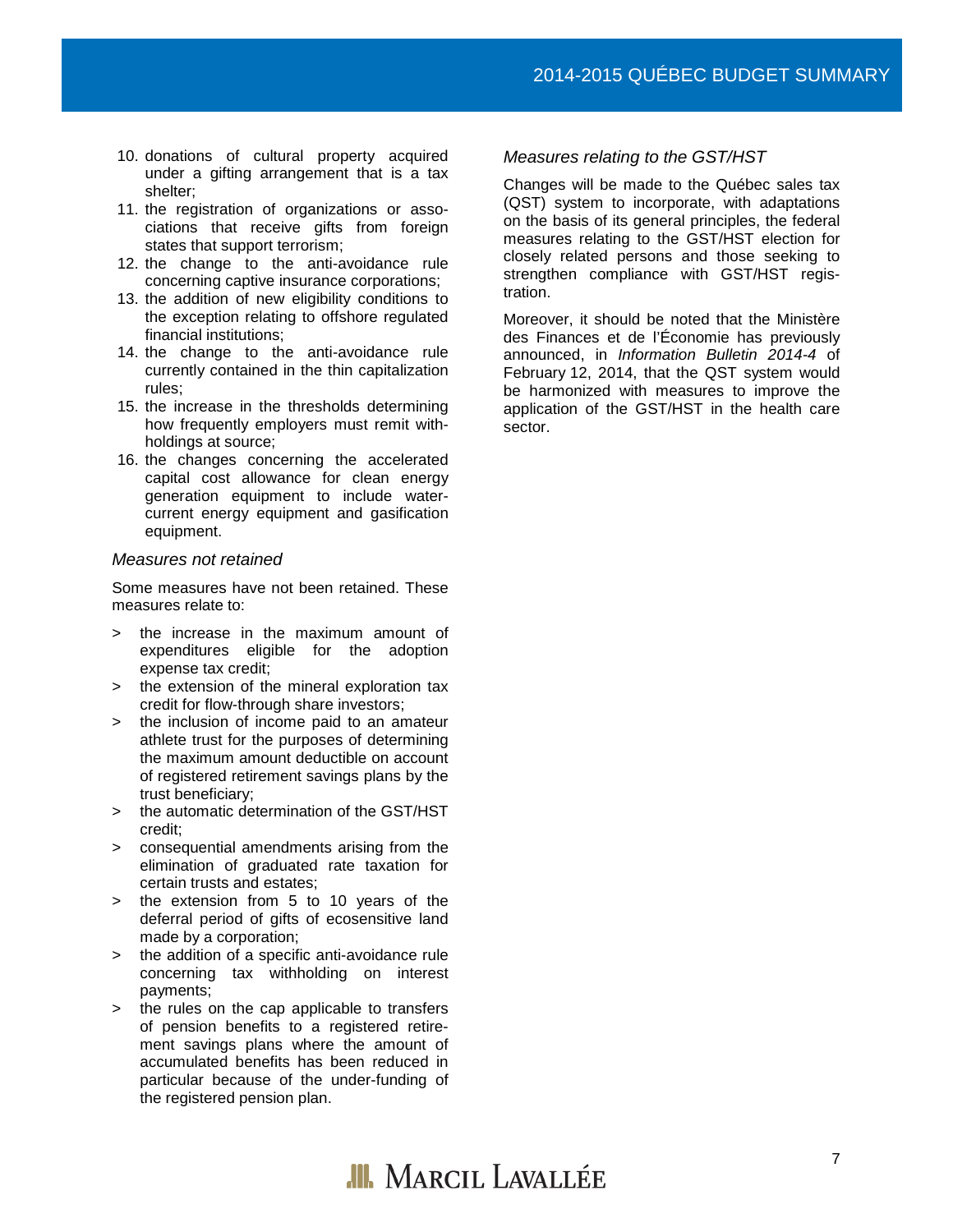10. donations of cultural property acquired under a gifting arrangement that is a tax shelter;
11. the registration of organizations or associations that receive gifts from foreign states that support terrorism;
12. the change to the anti-avoidance rule concerning captive insurance corporations;
13. the addition of new eligibility conditions to the exception relating to offshore regulated financial institutions;
14. the change to the anti-avoidance rule currently contained in the thin capitalization rules;
15. the increase in the thresholds determining how frequently employers must remit withholdings at source;
16. the changes concerning the accelerated capital cost allowance for clean energy generation equipment to include water-current energy equipment and gasification equipment.

### *Measures not retained*

Some measures have not been retained. These measures relate to:

> the increase in the maximum amount of expenditures eligible for the adoption expense tax credit;
> the extension of the mineral exploration tax credit for flow-through share investors;
> the inclusion of income paid to an amateur athlete trust for the purposes of determining the maximum amount deductible on account of registered retirement savings plans by the trust beneficiary;
> the automatic determination of the GST/HST credit;
> consequential amendments arising from the elimination of graduated rate taxation for certain trusts and estates;
> the extension from 5 to 10 years of the deferral period of gifts of ecosensitive land made by a corporation;
> the addition of a specific anti-avoidance rule concerning tax withholding on interest payments;
> the rules on the cap applicable to transfers of pension benefits to a registered retirement savings plans where the amount of accumulated benefits has been reduced in particular because of the under-funding of the registered pension plan.

### *Measures relating to the GST/HST*

Changes will be made to the Québec sales tax (QST) system to incorporate, with adaptations on the basis of its general principles, the federal measures relating to the GST/HST election for closely related persons and those seeking to strengthen compliance with GST/HST registration.

Moreover, it should be noted that the Ministère des Finances et de l'Économie has previously announced, in *Information Bulletin 2014-4* of February 12, 2014, that the QST system would be harmonized with measures to improve the application of the GST/HST in the health care sector.